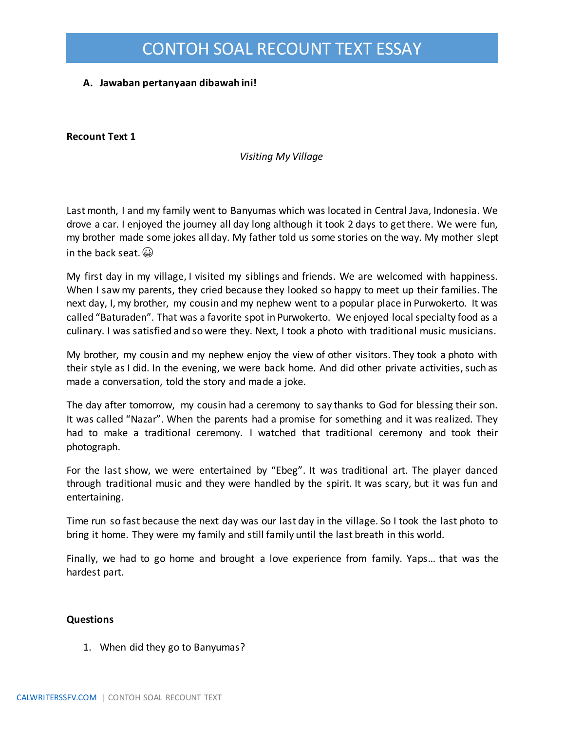# CONTOH SOAL RECOUNT TEXT ESSAY

**A. Jawaban pertanyaan dibawah ini!**

**Recount Text 1**

*Visiting My Village*

Last month, I and my family went to Banyumas which was located in Central Java, Indonesia. We drove a car. I enjoyed the journey all day long although it took 2 days to get there. We were fun, my brother made some jokes all day. My father told us some stories on the way. My mother slept in the back seat. 😀

My first day in my village, I visited my siblings and friends. We are welcomed with happiness. When I saw my parents, they cried because they looked so happy to meet up their families. The next day, I, my brother, my cousin and my nephew went to a popular place in Purwokerto. It was called "Baturaden". That was a favorite spot in Purwokerto. We enjoyed local specialty food as a culinary. I was satisfied and so were they. Next, I took a photo with traditional music musicians.

My brother, my cousin and my nephew enjoy the view of other visitors. They took a photo with their style as I did. In the evening, we were back home. And did other private activities, such as made a conversation, told the story and made a joke.

The day after tomorrow, my cousin had a ceremony to say thanks to God for blessing their son. It was called "Nazar". When the parents had a promise for something and it was realized. They had to make a traditional ceremony. I watched that traditional ceremony and took their photograph.

For the last show, we were entertained by "Ebeg". It was traditional art. The player danced through traditional music and they were handled by the spirit. It was scary, but it was fun and entertaining.

Time run so fast because the next day was our last day in the village. So I took the last photo to bring it home. They were my family and still family until the last breath in this world.

Finally, we had to go home and brought a love experience from family. Yaps… that was the hardest part.

**Questions**

1. When did they go to Banyumas?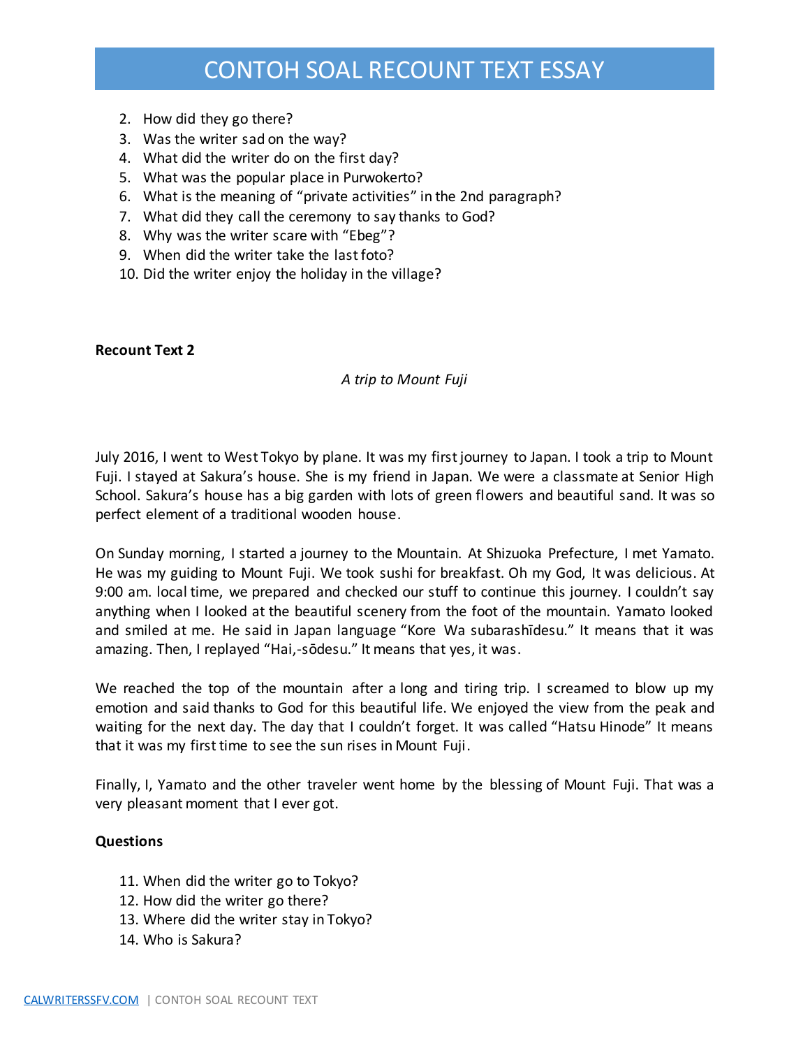2. How did they go there?
3. Was the writer sad on the way?
4. What did the writer do on the first day?
5. What was the popular place in Purwokerto?
6. What is the meaning of "private activities" in the 2nd paragraph?
7. What did they call the ceremony to say thanks to God?
8. Why was the writer scare with "Ebeg"?
9. When did the writer take the last foto?
10. Did the writer enjoy the holiday in the village?

**Recount Text 2**

*A trip to Mount Fuji*

July 2016, I went to West Tokyo by plane. It was my first journey to Japan. I took a trip to Mount Fuji. I stayed at Sakura's house. She is my friend in Japan. We were a classmate at Senior High School. Sakura's house has a big garden with lots of green flowers and beautiful sand. It was so perfect element of a traditional wooden house.

On Sunday morning, I started a journey to the Mountain. At Shizuoka Prefecture, I met Yamato. He was my guiding to Mount Fuji. We took sushi for breakfast. Oh my God, It was delicious. At 9:00 am. local time, we prepared and checked our stuff to continue this journey. I couldn't say anything when I looked at the beautiful scenery from the foot of the mountain. Yamato looked and smiled at me. He said in Japan language "Kore Wa subarashīdesu." It means that it was amazing. Then, I replayed "Hai,-sōdesu." It means that yes, it was.

We reached the top of the mountain after a long and tiring trip. I screamed to blow up my emotion and said thanks to God for this beautiful life. We enjoyed the view from the peak and waiting for the next day. The day that I couldn't forget. It was called "Hatsu Hinode" It means that it was my first time to see the sun rises in Mount Fuji.

Finally, I, Yamato and the other traveler went home by the blessing of Mount Fuji. That was a very pleasant moment that I ever got.

**Questions**

11. When did the writer go to Tokyo?
12. How did the writer go there?
13. Where did the writer stay in Tokyo?
14. Who is Sakura?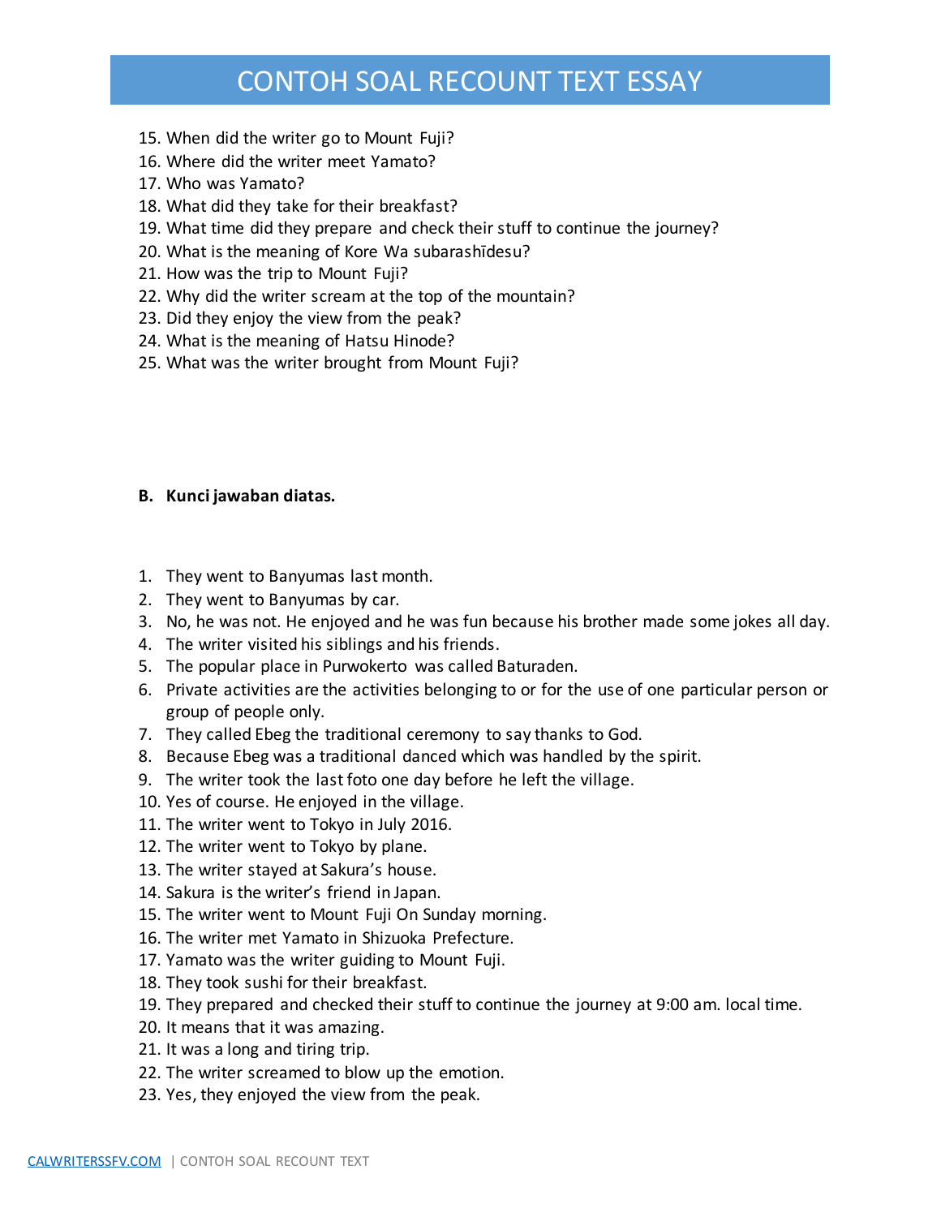15. When did the writer go to Mount Fuji?
16. Where did the writer meet Yamato?
17. Who was Yamato?
18. What did they take for their breakfast?
19. What time did they prepare and check their stuff to continue the journey?
20. What is the meaning of Kore Wa subarashīdesu?
21. How was the trip to Mount Fuji?
22. Why did the writer scream at the top of the mountain?
23. Did they enjoy the view from the peak?
24. What is the meaning of Hatsu Hinode?
25. What was the writer brought from Mount Fuji?

**B. Kunci jawaban diatas.**

1. They went to Banyumas last month.
2. They went to Banyumas by car.
3. No, he was not. He enjoyed and he was fun because his brother made some jokes all day.
4. The writer visited his siblings and his friends.
5. The popular place in Purwokerto was called Baturaden.
6. Private activities are the activities belonging to or for the use of one particular person or group of people only.
7. They called Ebeg the traditional ceremony to say thanks to God.
8. Because Ebeg was a traditional danced which was handled by the spirit.
9. The writer took the last foto one day before he left the village.
10. Yes of course. He enjoyed in the village.
11. The writer went to Tokyo in July 2016.
12. The writer went to Tokyo by plane.
13. The writer stayed at Sakura's house.
14. Sakura is the writer's friend in Japan.
15. The writer went to Mount Fuji On Sunday morning.
16. The writer met Yamato in Shizuoka Prefecture.
17. Yamato was the writer guiding to Mount Fuji.
18. They took sushi for their breakfast.
19. They prepared and checked their stuff to continue the journey at 9:00 am. local time.
20. It means that it was amazing.
21. It was a long and tiring trip.
22. The writer screamed to blow up the emotion.
23. Yes, they enjoyed the view from the peak.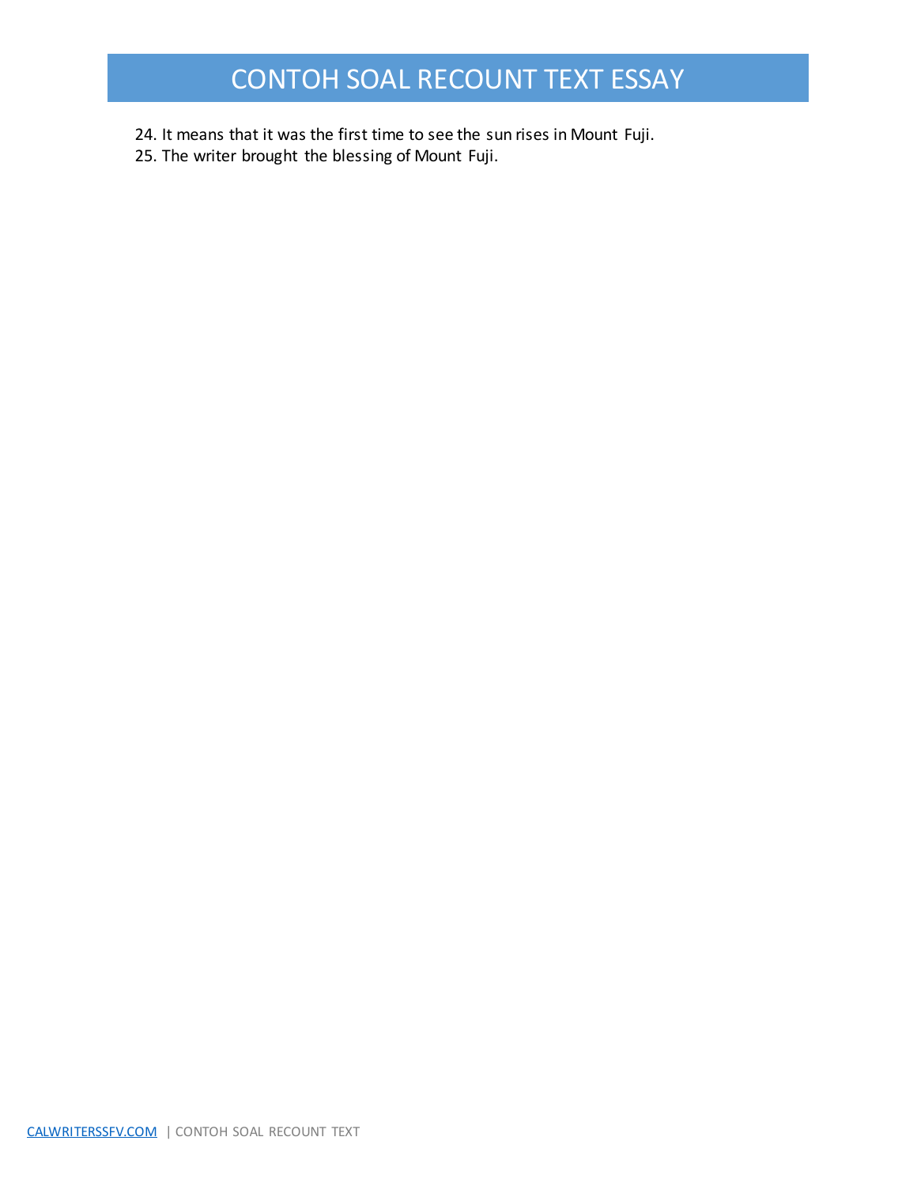24. It means that it was the first time to see the sun rises in Mount Fuji.
25. The writer brought the blessing of Mount Fuji.